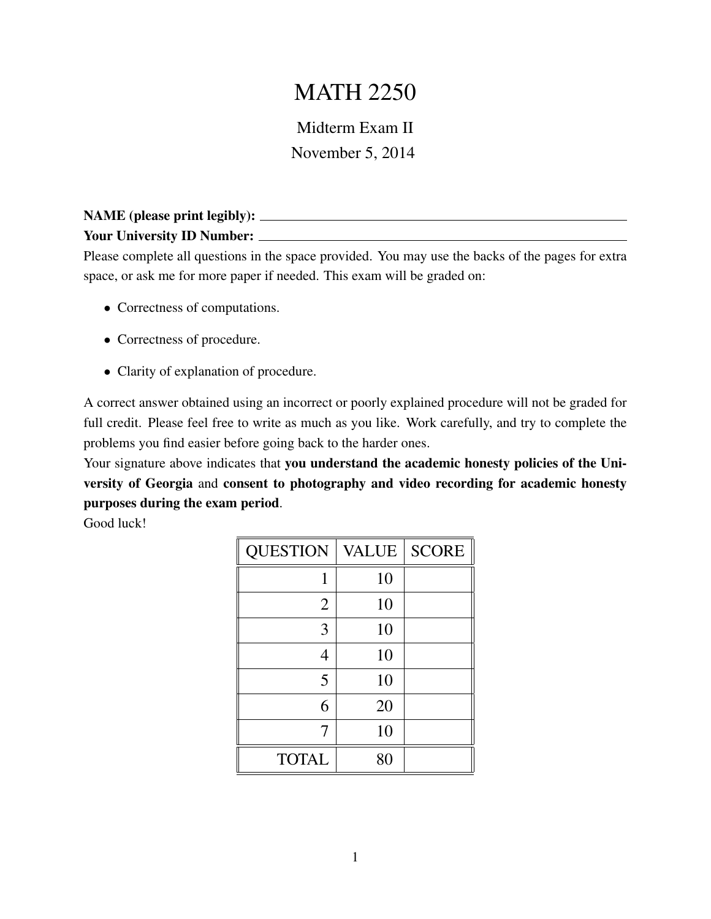# MATH 2250

Midterm Exam II

November 5, 2014

**NAME (please print legibly):** ______________________________

**Your University ID Number:** ______________________________

Please complete all questions in the space provided. You may use the backs of the pages for extra space, or ask me for more paper if needed. This exam will be graded on:

- Correctness of computations.
- Correctness of procedure.
- Clarity of explanation of procedure.

A correct answer obtained using an incorrect or poorly explained procedure will not be graded for full credit. Please feel free to write as much as you like. Work carefully, and try to complete the problems you find easier before going back to the harder ones.

Your signature above indicates that **you understand the academic honesty policies of the University of Georgia** and **consent to photography and video recording for academic honesty purposes during the exam period**.

Good luck!

| QUESTION | VALUE | SCORE |
|---|---|---|
| 1 | 10 | |
| 2 | 10 | |
| 3 | 10 | |
| 4 | 10 | |
| 5 | 10 | |
| 6 | 20 | |
| 7 | 10 | |
| TOTAL | 80 | |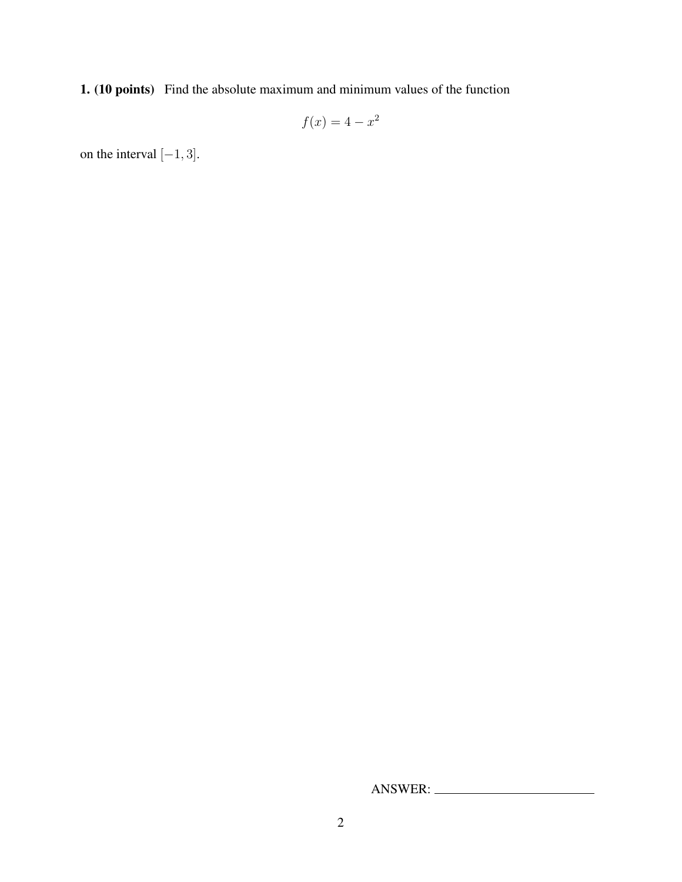**1. (10 points)** Find the absolute maximum and minimum values of the function

$$f(x) = 4 - x^2$$

on the interval $[-1, 3]$.

ANSWER: ________________________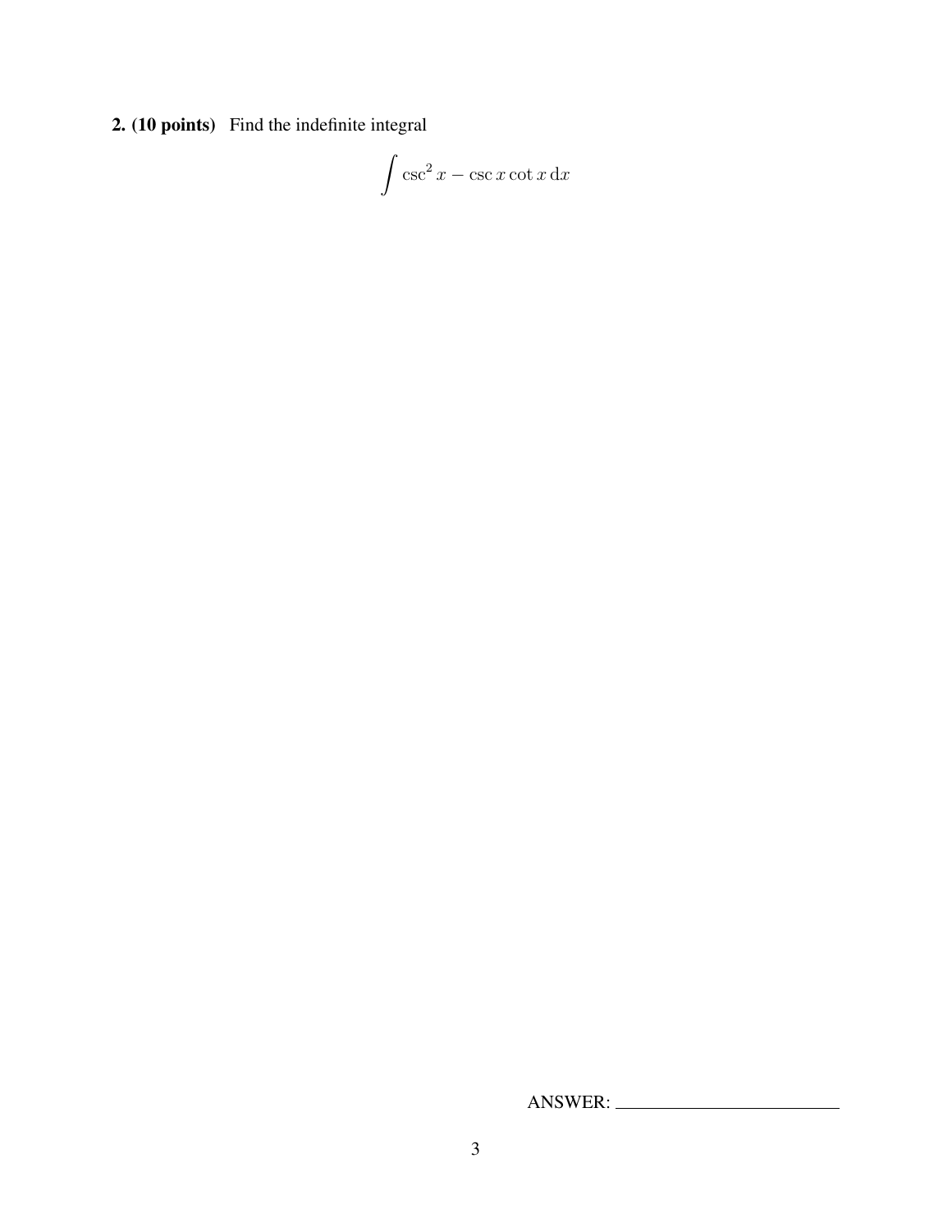**2. (10 points)** Find the indefinite integral

$$\int \csc^2 x - \csc x \cot x \, \mathrm{d}x$$

ANSWER: ________________________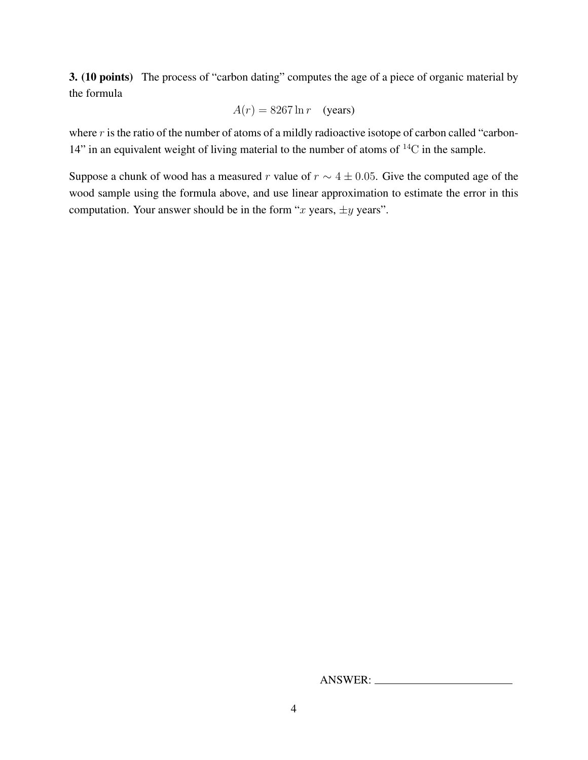**3. (10 points)** The process of "carbon dating" computes the age of a piece of organic material by the formula

$$A(r) = 8267 \ln r \quad \text{(years)}$$

where $r$ is the ratio of the number of atoms of a mildly radioactive isotope of carbon called "carbon-14" in an equivalent weight of living material to the number of atoms of $^{14}C$ in the sample.

Suppose a chunk of wood has a measured $r$ value of $r \sim 4 \pm 0.05$. Give the computed age of the wood sample using the formula above, and use linear approximation to estimate the error in this computation. Your answer should be in the form "$x$ years, $\pm y$ years".

ANSWER: ______________________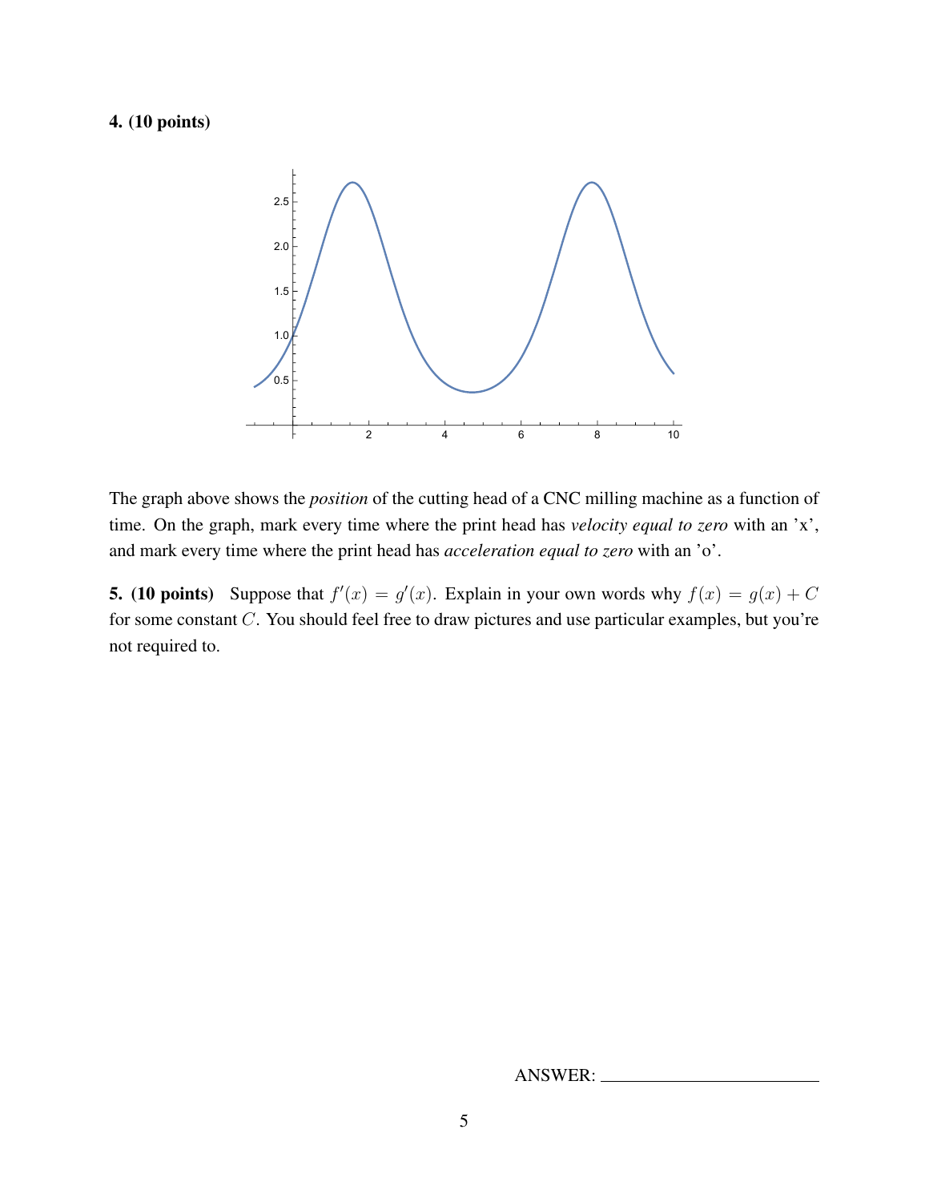**4. (10 points)**

The graph above shows the *position* of the cutting head of a CNC milling machine as a function of time. On the graph, mark every time where the print head has *velocity equal to zero* with an 'x', and mark every time where the print head has *acceleration equal to zero* with an 'o'.

**5. (10 points)** Suppose that $f'(x) = g'(x)$. Explain in your own words why $f(x) = g(x) + C$ for some constant $C$. You should feel free to draw pictures and use particular examples, but you're not required to.

ANSWER: ______________________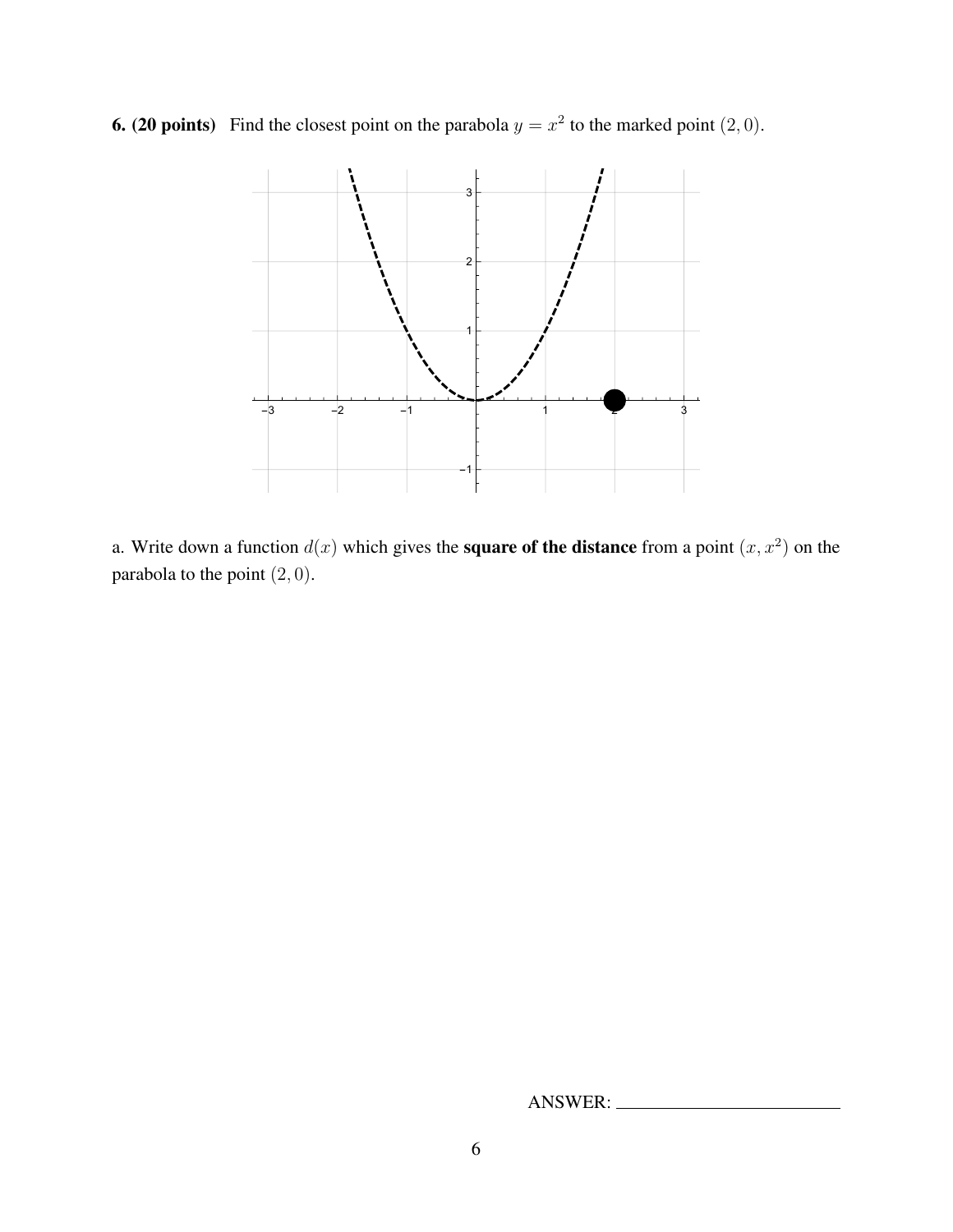**6. (20 points)** Find the closest point on the parabola $y = x^2$ to the marked point $(2, 0)$.

a. Write down a function $d(x)$ which gives the **square of the distance** from a point $(x, x^2)$ on the parabola to the point $(2, 0)$.

ANSWER: ________________________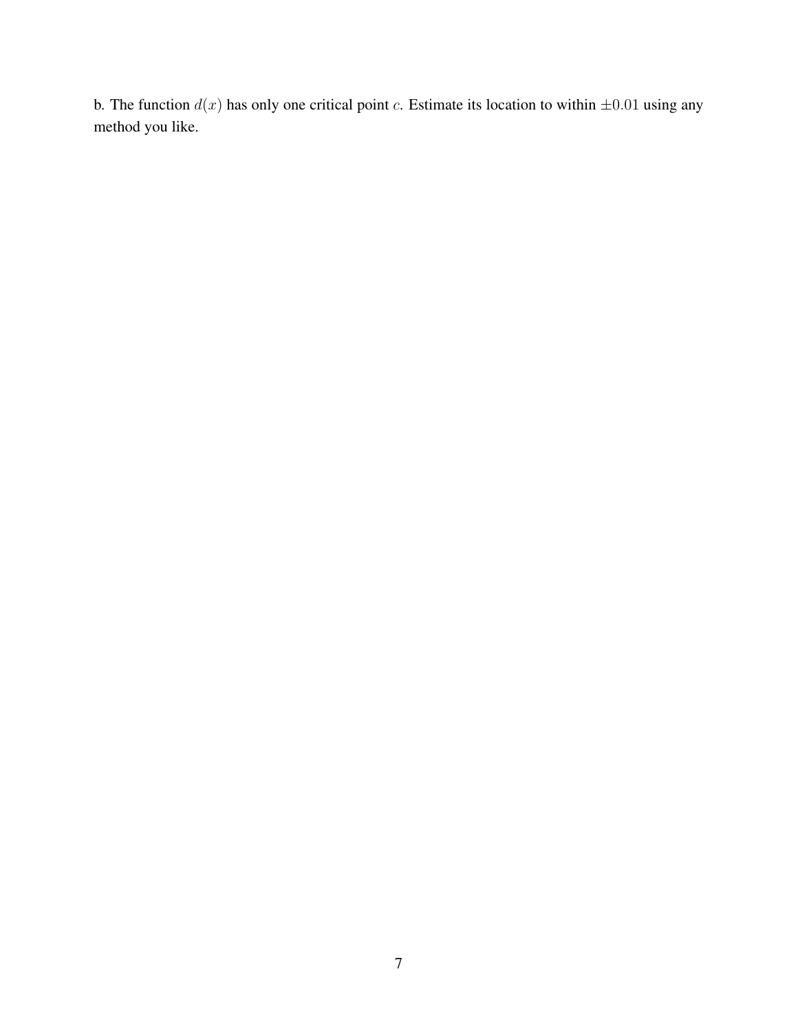b. The function $d(x)$ has only one critical point $c$. Estimate its location to within $\pm 0.01$ using any method you like.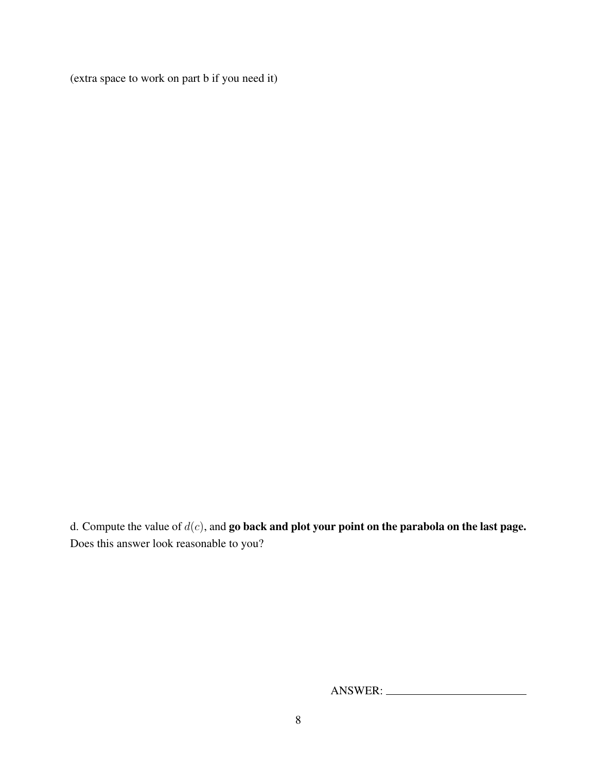(extra space to work on part b if you need it)

d. Compute the value of $d(c)$, and **go back and plot your point on the parabola on the last page.** Does this answer look reasonable to you?

ANSWER: ________________________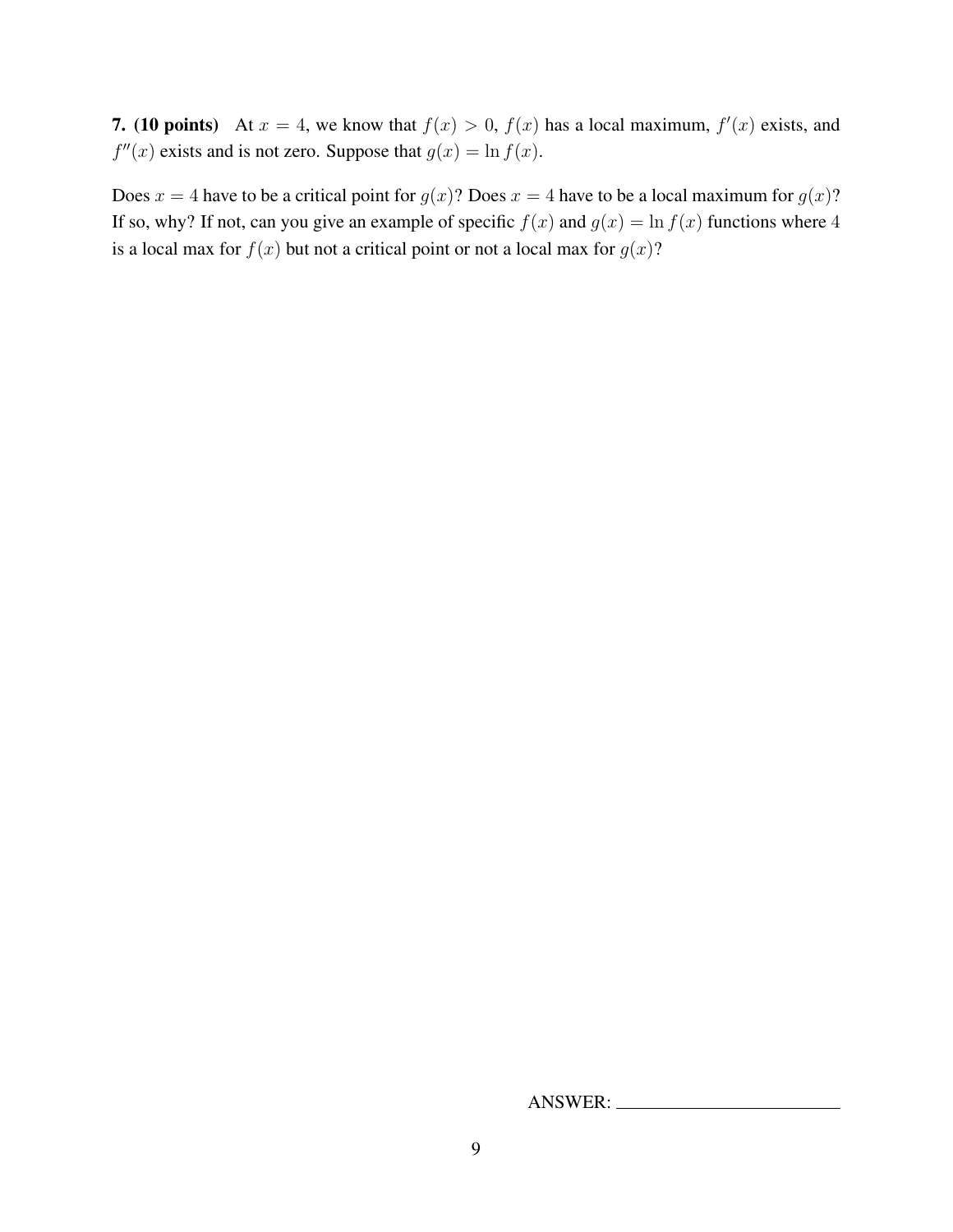**7. (10 points)** At $x = 4$, we know that $f(x) > 0$, $f(x)$ has a local maximum, $f'(x)$ exists, and $f''(x)$ exists and is not zero. Suppose that $g(x) = \ln f(x)$.

Does $x = 4$ have to be a critical point for $g(x)$? Does $x = 4$ have to be a local maximum for $g(x)$? If so, why? If not, can you give an example of specific $f(x)$ and $g(x) = \ln f(x)$ functions where $4$ is a local max for $f(x)$ but not a critical point or not a local max for $g(x)$?

ANSWER: ______________________